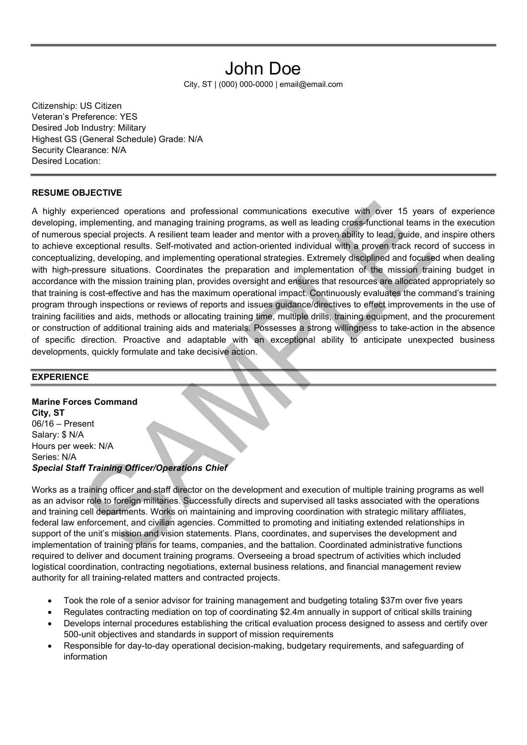# John Doe

City, ST | (000) 000-0000 | email@email.com

Citizenship: US Citizen
Veteran's Preference: YES
Desired Job Industry: Military
Highest GS (General Schedule) Grade: N/A
Security Clearance: N/A
Desired Location:

## RESUME OBJECTIVE

A highly experienced operations and professional communications executive with over 15 years of experience developing, implementing, and managing training programs, as well as leading cross-functional teams in the execution of numerous special projects. A resilient team leader and mentor with a proven ability to lead, guide, and inspire others to achieve exceptional results. Self-motivated and action-oriented individual with a proven track record of success in conceptualizing, developing, and implementing operational strategies. Extremely disciplined and focused when dealing with high-pressure situations. Coordinates the preparation and implementation of the mission training budget in accordance with the mission training plan, provides oversight and ensures that resources are allocated appropriately so that training is cost-effective and has the maximum operational impact. Continuously evaluates the command's training program through inspections or reviews of reports and issues guidance/directives to effect improvements in the use of training facilities and aids, methods or allocating training time, multiple drills, training equipment, and the procurement or construction of additional training aids and materials. Possesses a strong willingness to take-action in the absence of specific direction. Proactive and adaptable with an exceptional ability to anticipate unexpected business developments, quickly formulate and take decisive action.

## EXPERIENCE

**Marine Forces Command**
**City, ST**
06/16 – Present
Salary: $ N/A
Hours per week: N/A
Series: N/A
***Special Staff Training Officer/Operations Chief***

Works as a training officer and staff director on the development and execution of multiple training programs as well as an advisor role to foreign militaries. Successfully directs and supervised all tasks associated with the operations and training cell departments. Works on maintaining and improving coordination with strategic military affiliates, federal law enforcement, and civilian agencies. Committed to promoting and initiating extended relationships in support of the unit's mission and vision statements. Plans, coordinates, and supervises the development and implementation of training plans for teams, companies, and the battalion. Coordinated administrative functions required to deliver and document training programs. Overseeing a broad spectrum of activities which included logistical coordination, contracting negotiations, external business relations, and financial management review authority for all training-related matters and contracted projects.

- Took the role of a senior advisor for training management and budgeting totaling $37m over five years
- Regulates contracting mediation on top of coordinating $2.4m annually in support of critical skills training
- Develops internal procedures establishing the critical evaluation process designed to assess and certify over 500-unit objectives and standards in support of mission requirements
- Responsible for day-to-day operational decision-making, budgetary requirements, and safeguarding of information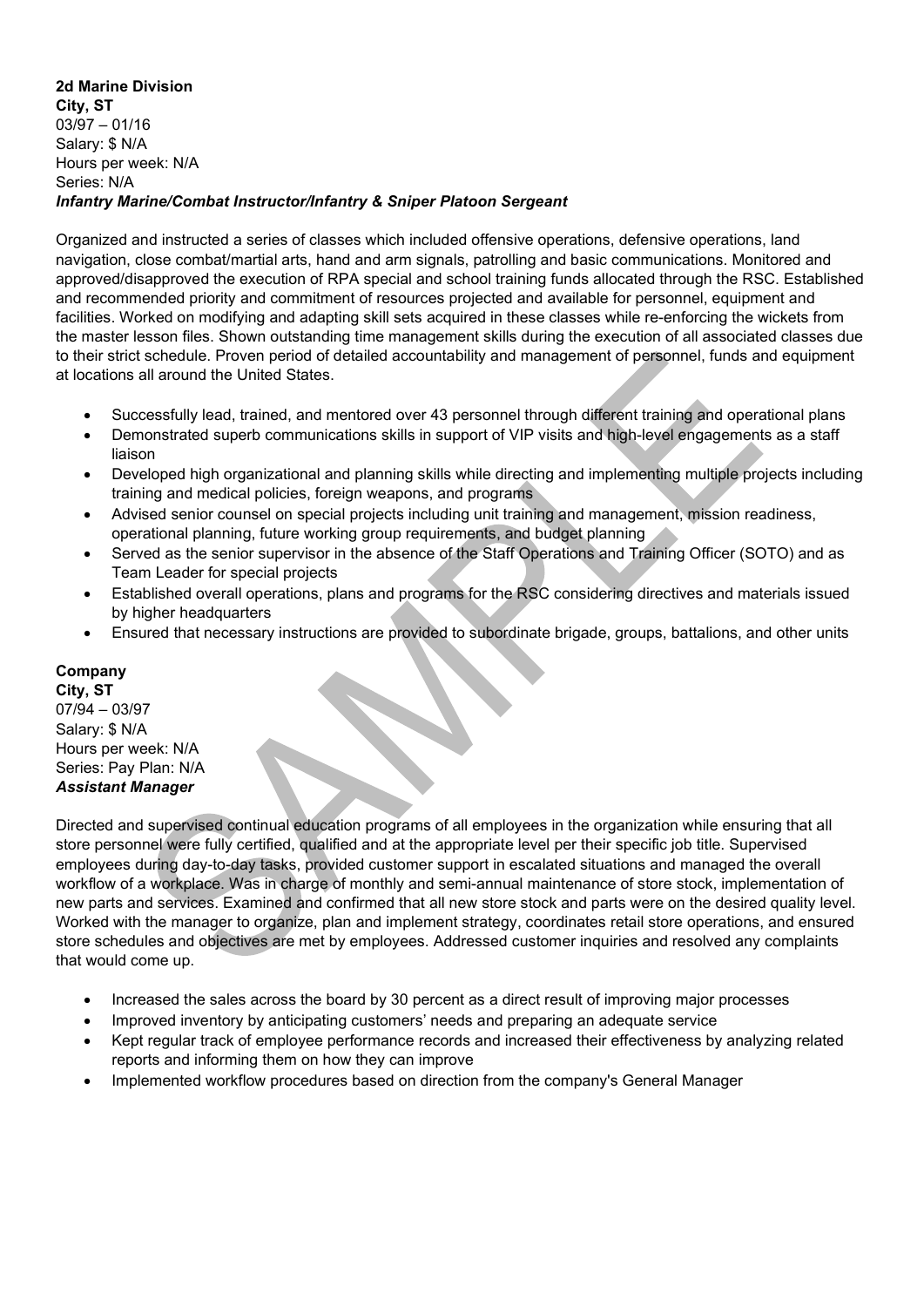**2d Marine Division**
**City, ST**
03/97 – 01/16
Salary: $ N/A
Hours per week: N/A
Series: N/A
***Infantry Marine/Combat Instructor/Infantry & Sniper Platoon Sergeant***

Organized and instructed a series of classes which included offensive operations, defensive operations, land navigation, close combat/martial arts, hand and arm signals, patrolling and basic communications. Monitored and approved/disapproved the execution of RPA special and school training funds allocated through the RSC. Established and recommended priority and commitment of resources projected and available for personnel, equipment and facilities. Worked on modifying and adapting skill sets acquired in these classes while re-enforcing the wickets from the master lesson files. Shown outstanding time management skills during the execution of all associated classes due to their strict schedule. Proven period of detailed accountability and management of personnel, funds and equipment at locations all around the United States.

- Successfully lead, trained, and mentored over 43 personnel through different training and operational plans
- Demonstrated superb communications skills in support of VIP visits and high-level engagements as a staff liaison
- Developed high organizational and planning skills while directing and implementing multiple projects including training and medical policies, foreign weapons, and programs
- Advised senior counsel on special projects including unit training and management, mission readiness, operational planning, future working group requirements, and budget planning
- Served as the senior supervisor in the absence of the Staff Operations and Training Officer (SOTO) and as Team Leader for special projects
- Established overall operations, plans and programs for the RSC considering directives and materials issued by higher headquarters
- Ensured that necessary instructions are provided to subordinate brigade, groups, battalions, and other units

**Company**
**City, ST**
07/94 – 03/97
Salary: $ N/A
Hours per week: N/A
Series: Pay Plan: N/A
***Assistant Manager***

Directed and supervised continual education programs of all employees in the organization while ensuring that all store personnel were fully certified, qualified and at the appropriate level per their specific job title. Supervised employees during day-to-day tasks, provided customer support in escalated situations and managed the overall workflow of a workplace. Was in charge of monthly and semi-annual maintenance of store stock, implementation of new parts and services. Examined and confirmed that all new store stock and parts were on the desired quality level. Worked with the manager to organize, plan and implement strategy, coordinates retail store operations, and ensured store schedules and objectives are met by employees. Addressed customer inquiries and resolved any complaints that would come up.

- Increased the sales across the board by 30 percent as a direct result of improving major processes
- Improved inventory by anticipating customers' needs and preparing an adequate service
- Kept regular track of employee performance records and increased their effectiveness by analyzing related reports and informing them on how they can improve
- Implemented workflow procedures based on direction from the company's General Manager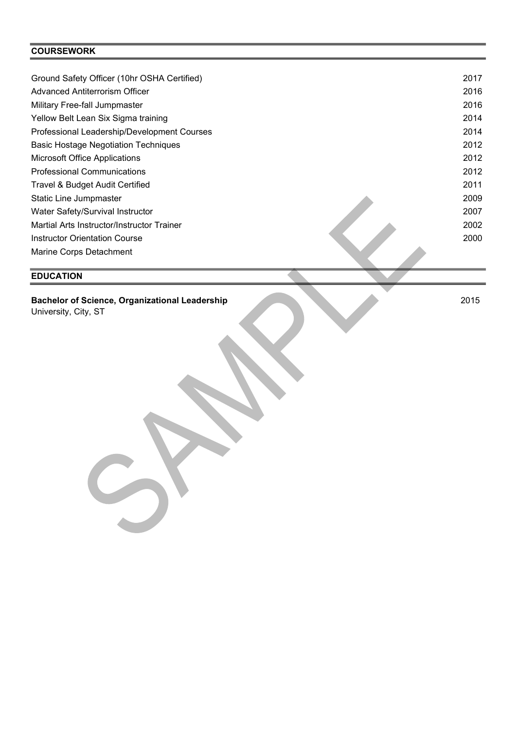## COURSEWORK

| | |
|---|---|
| Ground Safety Officer (10hr OSHA Certified) | 2017 |
| Advanced Antiterrorism Officer | 2016 |
| Military Free-fall Jumpmaster | 2016 |
| Yellow Belt Lean Six Sigma training | 2014 |
| Professional Leadership/Development Courses | 2014 |
| Basic Hostage Negotiation Techniques | 2012 |
| Microsoft Office Applications | 2012 |
| Professional Communications | 2012 |
| Travel & Budget Audit Certified | 2011 |
| Static Line Jumpmaster | 2009 |
| Water Safety/Survival Instructor | 2007 |
| Martial Arts Instructor/Instructor Trainer | 2002 |
| Instructor Orientation Course | 2000 |
| Marine Corps Detachment | |

## EDUCATION

**Bachelor of Science, Organizational Leadership** 2015
University, City, ST

SAMPLE